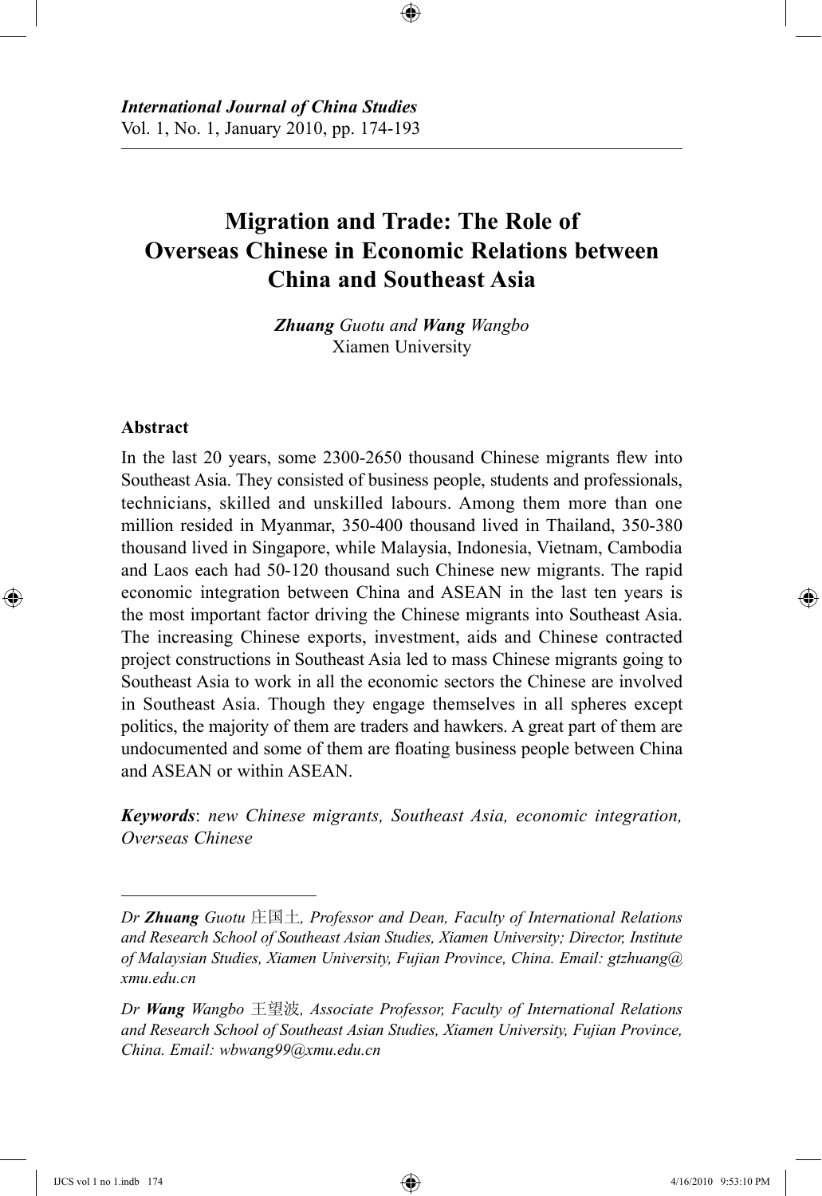*International Journal of China Studies*
Vol. 1, No. 1, January 2010, pp. 174-193

# Migration and Trade: The Role of Overseas Chinese in Economic Relations between China and Southeast Asia

***Zhuang** Guotu and **Wang** Wangbo*
Xiamen University

## Abstract

In the last 20 years, some 2300-2650 thousand Chinese migrants flew into Southeast Asia. They consisted of business people, students and professionals, technicians, skilled and unskilled labours. Among them more than one million resided in Myanmar, 350-400 thousand lived in Thailand, 350-380 thousand lived in Singapore, while Malaysia, Indonesia, Vietnam, Cambodia and Laos each had 50-120 thousand such Chinese new migrants. The rapid economic integration between China and ASEAN in the last ten years is the most important factor driving the Chinese migrants into Southeast Asia. The increasing Chinese exports, investment, aids and Chinese contracted project constructions in Southeast Asia led to mass Chinese migrants going to Southeast Asia to work in all the economic sectors the Chinese are involved in Southeast Asia. Though they engage themselves in all spheres except politics, the majority of them are traders and hawkers. A great part of them are undocumented and some of them are floating business people between China and ASEAN or within ASEAN.

***Keywords***: *new Chinese migrants, Southeast Asia, economic integration, Overseas Chinese*

---

*Dr **Zhuang** Guotu 庄国土, Professor and Dean, Faculty of International Relations and Research School of Southeast Asian Studies, Xiamen University; Director, Institute of Malaysian Studies, Xiamen University, Fujian Province, China. Email: gtzhuang@xmu.edu.cn*

*Dr **Wang** Wangbo 王望波, Associate Professor, Faculty of International Relations and Research School of Southeast Asian Studies, Xiamen University, Fujian Province, China. Email: wbwang99@xmu.edu.cn*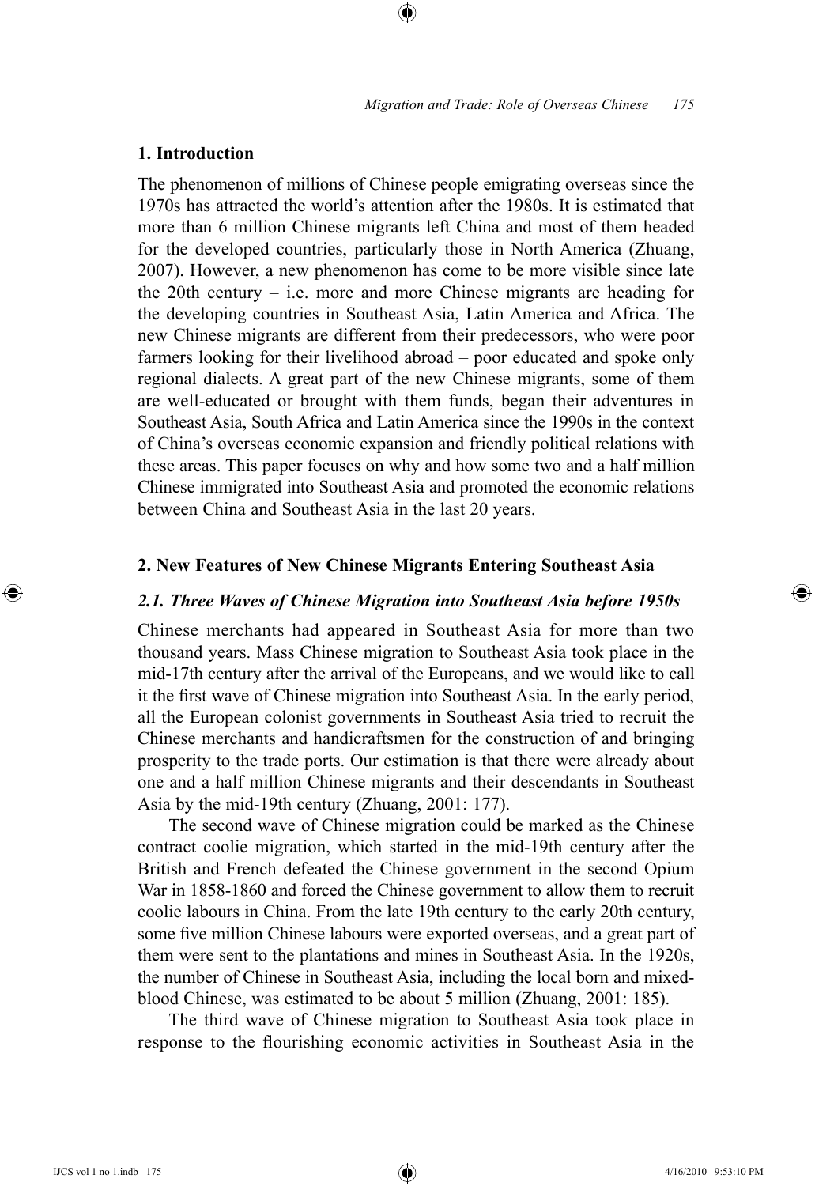## 1. Introduction

The phenomenon of millions of Chinese people emigrating overseas since the 1970s has attracted the world's attention after the 1980s. It is estimated that more than 6 million Chinese migrants left China and most of them headed for the developed countries, particularly those in North America (Zhuang, 2007). However, a new phenomenon has come to be more visible since late the 20th century – i.e. more and more Chinese migrants are heading for the developing countries in Southeast Asia, Latin America and Africa. The new Chinese migrants are different from their predecessors, who were poor farmers looking for their livelihood abroad – poor educated and spoke only regional dialects. A great part of the new Chinese migrants, some of them are well-educated or brought with them funds, began their adventures in Southeast Asia, South Africa and Latin America since the 1990s in the context of China's overseas economic expansion and friendly political relations with these areas. This paper focuses on why and how some two and a half million Chinese immigrated into Southeast Asia and promoted the economic relations between China and Southeast Asia in the last 20 years.

## 2. New Features of New Chinese Migrants Entering Southeast Asia

### *2.1. Three Waves of Chinese Migration into Southeast Asia before 1950s*

Chinese merchants had appeared in Southeast Asia for more than two thousand years. Mass Chinese migration to Southeast Asia took place in the mid-17th century after the arrival of the Europeans, and we would like to call it the first wave of Chinese migration into Southeast Asia. In the early period, all the European colonist governments in Southeast Asia tried to recruit the Chinese merchants and handicraftsmen for the construction of and bringing prosperity to the trade ports. Our estimation is that there were already about one and a half million Chinese migrants and their descendants in Southeast Asia by the mid-19th century (Zhuang, 2001: 177).

The second wave of Chinese migration could be marked as the Chinese contract coolie migration, which started in the mid-19th century after the British and French defeated the Chinese government in the second Opium War in 1858-1860 and forced the Chinese government to allow them to recruit coolie labours in China. From the late 19th century to the early 20th century, some five million Chinese labours were exported overseas, and a great part of them were sent to the plantations and mines in Southeast Asia. In the 1920s, the number of Chinese in Southeast Asia, including the local born and mixed-blood Chinese, was estimated to be about 5 million (Zhuang, 2001: 185).

The third wave of Chinese migration to Southeast Asia took place in response to the flourishing economic activities in Southeast Asia in the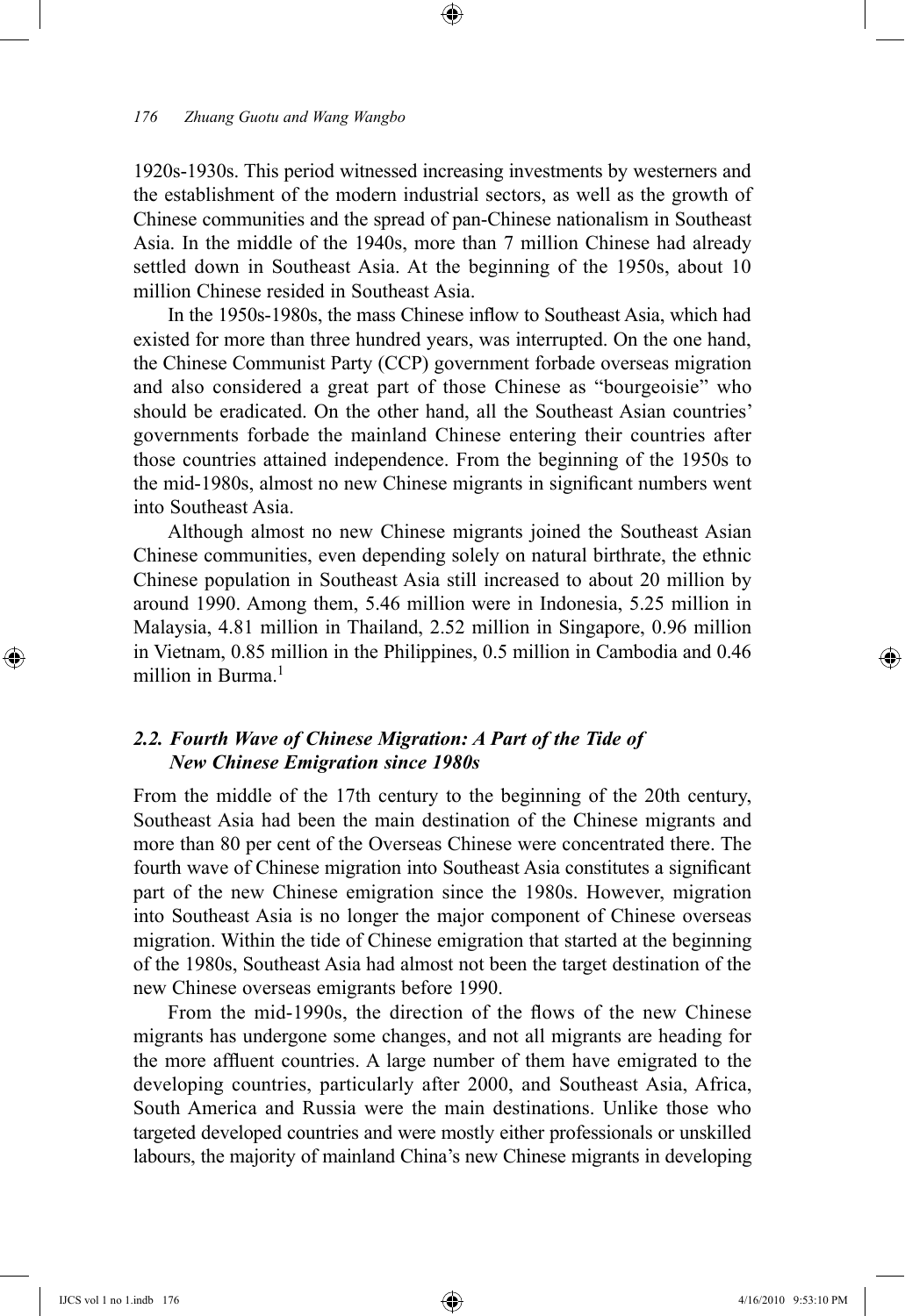1920s-1930s. This period witnessed increasing investments by westerners and the establishment of the modern industrial sectors, as well as the growth of Chinese communities and the spread of pan-Chinese nationalism in Southeast Asia. In the middle of the 1940s, more than 7 million Chinese had already settled down in Southeast Asia. At the beginning of the 1950s, about 10 million Chinese resided in Southeast Asia.

In the 1950s-1980s, the mass Chinese inflow to Southeast Asia, which had existed for more than three hundred years, was interrupted. On the one hand, the Chinese Communist Party (CCP) government forbade overseas migration and also considered a great part of those Chinese as "bourgeoisie" who should be eradicated. On the other hand, all the Southeast Asian countries' governments forbade the mainland Chinese entering their countries after those countries attained independence. From the beginning of the 1950s to the mid-1980s, almost no new Chinese migrants in significant numbers went into Southeast Asia.

Although almost no new Chinese migrants joined the Southeast Asian Chinese communities, even depending solely on natural birthrate, the ethnic Chinese population in Southeast Asia still increased to about 20 million by around 1990. Among them, 5.46 million were in Indonesia, 5.25 million in Malaysia, 4.81 million in Thailand, 2.52 million in Singapore, 0.96 million in Vietnam, 0.85 million in the Philippines, 0.5 million in Cambodia and 0.46 million in Burma.[1]

### *2.2. Fourth Wave of Chinese Migration: A Part of the Tide of New Chinese Emigration since 1980s*

From the middle of the 17th century to the beginning of the 20th century, Southeast Asia had been the main destination of the Chinese migrants and more than 80 per cent of the Overseas Chinese were concentrated there. The fourth wave of Chinese migration into Southeast Asia constitutes a significant part of the new Chinese emigration since the 1980s. However, migration into Southeast Asia is no longer the major component of Chinese overseas migration. Within the tide of Chinese emigration that started at the beginning of the 1980s, Southeast Asia had almost not been the target destination of the new Chinese overseas emigrants before 1990.

From the mid-1990s, the direction of the flows of the new Chinese migrants has undergone some changes, and not all migrants are heading for the more affluent countries. A large number of them have emigrated to the developing countries, particularly after 2000, and Southeast Asia, Africa, South America and Russia were the main destinations. Unlike those who targeted developed countries and were mostly either professionals or unskilled labours, the majority of mainland China's new Chinese migrants in developing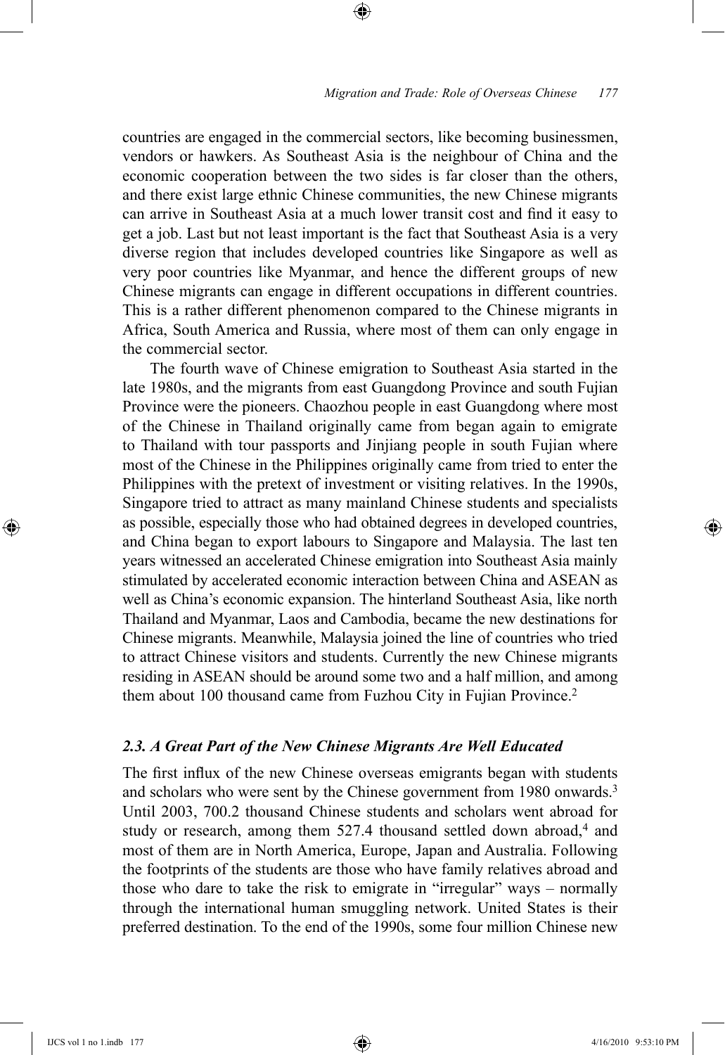countries are engaged in the commercial sectors, like becoming businessmen, vendors or hawkers. As Southeast Asia is the neighbour of China and the economic cooperation between the two sides is far closer than the others, and there exist large ethnic Chinese communities, the new Chinese migrants can arrive in Southeast Asia at a much lower transit cost and find it easy to get a job. Last but not least important is the fact that Southeast Asia is a very diverse region that includes developed countries like Singapore as well as very poor countries like Myanmar, and hence the different groups of new Chinese migrants can engage in different occupations in different countries. This is a rather different phenomenon compared to the Chinese migrants in Africa, South America and Russia, where most of them can only engage in the commercial sector.

The fourth wave of Chinese emigration to Southeast Asia started in the late 1980s, and the migrants from east Guangdong Province and south Fujian Province were the pioneers. Chaozhou people in east Guangdong where most of the Chinese in Thailand originally came from began again to emigrate to Thailand with tour passports and Jinjiang people in south Fujian where most of the Chinese in the Philippines originally came from tried to enter the Philippines with the pretext of investment or visiting relatives. In the 1990s, Singapore tried to attract as many mainland Chinese students and specialists as possible, especially those who had obtained degrees in developed countries, and China began to export labours to Singapore and Malaysia. The last ten years witnessed an accelerated Chinese emigration into Southeast Asia mainly stimulated by accelerated economic interaction between China and ASEAN as well as China's economic expansion. The hinterland Southeast Asia, like north Thailand and Myanmar, Laos and Cambodia, became the new destinations for Chinese migrants. Meanwhile, Malaysia joined the line of countries who tried to attract Chinese visitors and students. Currently the new Chinese migrants residing in ASEAN should be around some two and a half million, and among them about 100 thousand came from Fuzhou City in Fujian Province.[2]

### *2.3. A Great Part of the New Chinese Migrants Are Well Educated*

The first influx of the new Chinese overseas emigrants began with students and scholars who were sent by the Chinese government from 1980 onwards.[3] Until 2003, 700.2 thousand Chinese students and scholars went abroad for study or research, among them 527.4 thousand settled down abroad,[4] and most of them are in North America, Europe, Japan and Australia. Following the footprints of the students are those who have family relatives abroad and those who dare to take the risk to emigrate in "irregular" ways – normally through the international human smuggling network. United States is their preferred destination. To the end of the 1990s, some four million Chinese new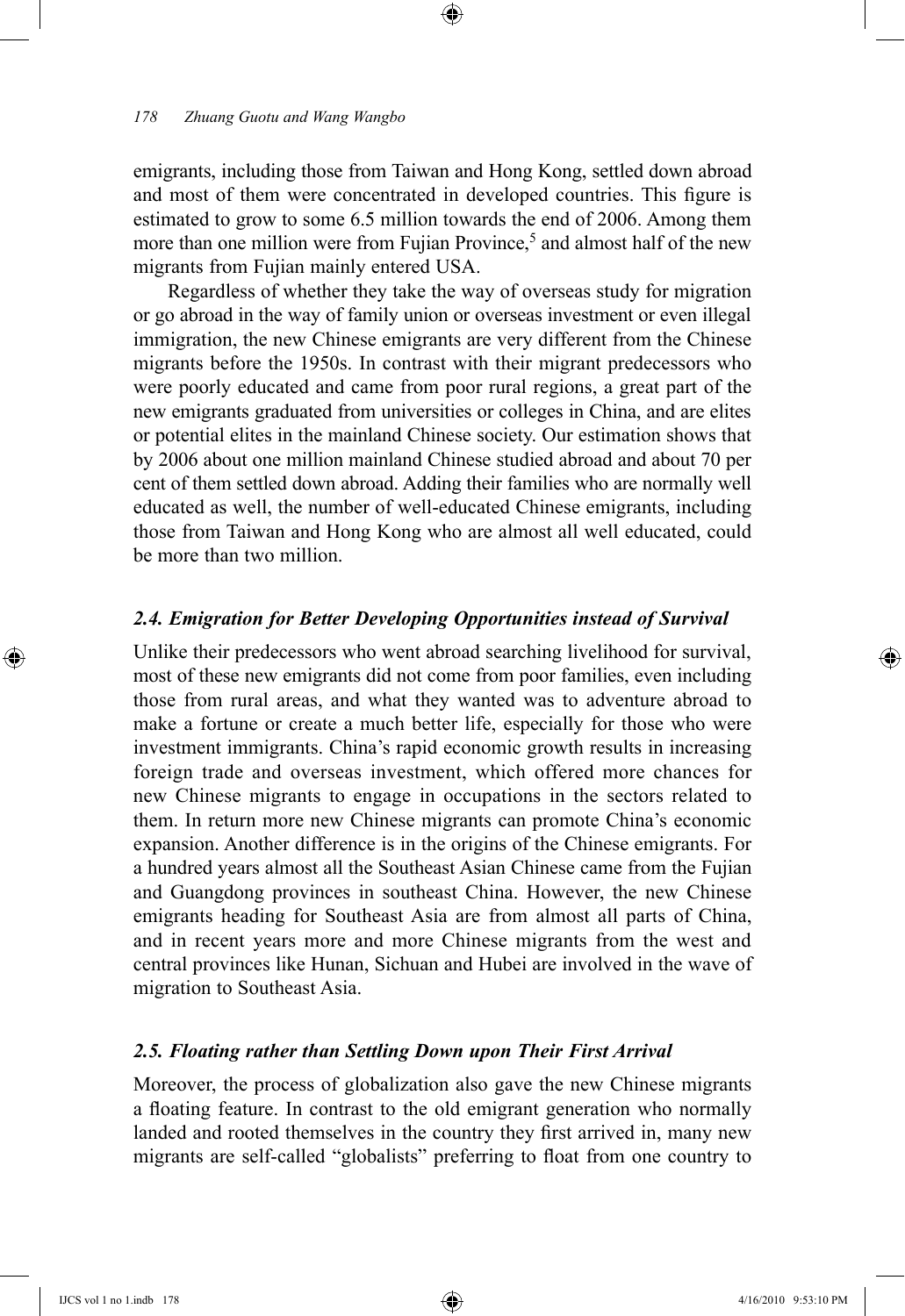emigrants, including those from Taiwan and Hong Kong, settled down abroad and most of them were concentrated in developed countries. This figure is estimated to grow to some 6.5 million towards the end of 2006. Among them more than one million were from Fujian Province,[5] and almost half of the new migrants from Fujian mainly entered USA.

Regardless of whether they take the way of overseas study for migration or go abroad in the way of family union or overseas investment or even illegal immigration, the new Chinese emigrants are very different from the Chinese migrants before the 1950s. In contrast with their migrant predecessors who were poorly educated and came from poor rural regions, a great part of the new emigrants graduated from universities or colleges in China, and are elites or potential elites in the mainland Chinese society. Our estimation shows that by 2006 about one million mainland Chinese studied abroad and about 70 per cent of them settled down abroad. Adding their families who are normally well educated as well, the number of well-educated Chinese emigrants, including those from Taiwan and Hong Kong who are almost all well educated, could be more than two million.

### *2.4. Emigration for Better Developing Opportunities instead of Survival*

Unlike their predecessors who went abroad searching livelihood for survival, most of these new emigrants did not come from poor families, even including those from rural areas, and what they wanted was to adventure abroad to make a fortune or create a much better life, especially for those who were investment immigrants. China's rapid economic growth results in increasing foreign trade and overseas investment, which offered more chances for new Chinese migrants to engage in occupations in the sectors related to them. In return more new Chinese migrants can promote China's economic expansion. Another difference is in the origins of the Chinese emigrants. For a hundred years almost all the Southeast Asian Chinese came from the Fujian and Guangdong provinces in southeast China. However, the new Chinese emigrants heading for Southeast Asia are from almost all parts of China, and in recent years more and more Chinese migrants from the west and central provinces like Hunan, Sichuan and Hubei are involved in the wave of migration to Southeast Asia.

### *2.5. Floating rather than Settling Down upon Their First Arrival*

Moreover, the process of globalization also gave the new Chinese migrants a floating feature. In contrast to the old emigrant generation who normally landed and rooted themselves in the country they first arrived in, many new migrants are self-called "globalists" preferring to float from one country to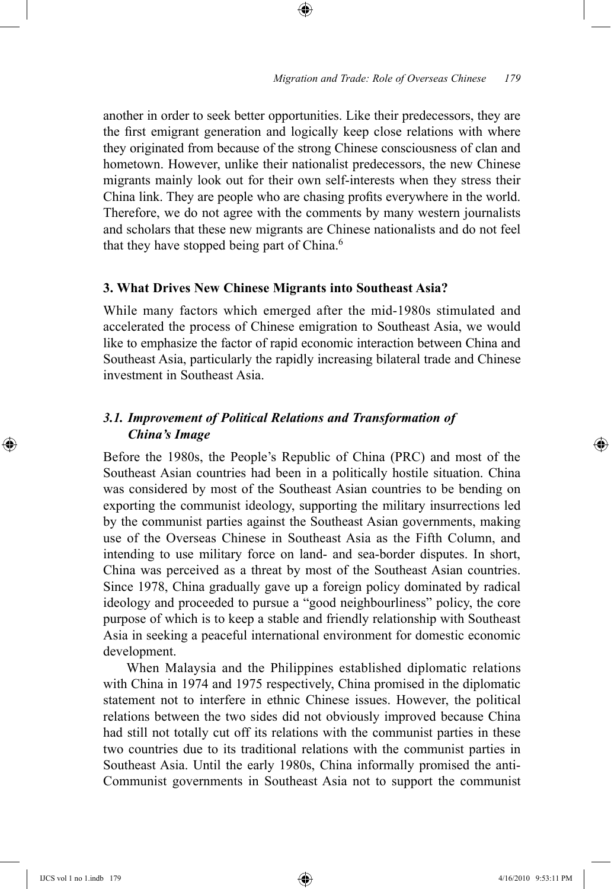another in order to seek better opportunities. Like their predecessors, they are the first emigrant generation and logically keep close relations with where they originated from because of the strong Chinese consciousness of clan and hometown. However, unlike their nationalist predecessors, the new Chinese migrants mainly look out for their own self-interests when they stress their China link. They are people who are chasing profits everywhere in the world. Therefore, we do not agree with the comments by many western journalists and scholars that these new migrants are Chinese nationalists and do not feel that they have stopped being part of China.[6]

## 3. What Drives New Chinese Migrants into Southeast Asia?

While many factors which emerged after the mid-1980s stimulated and accelerated the process of Chinese emigration to Southeast Asia, we would like to emphasize the factor of rapid economic interaction between China and Southeast Asia, particularly the rapidly increasing bilateral trade and Chinese investment in Southeast Asia.

### *3.1. Improvement of Political Relations and Transformation of China's Image*

Before the 1980s, the People's Republic of China (PRC) and most of the Southeast Asian countries had been in a politically hostile situation. China was considered by most of the Southeast Asian countries to be bending on exporting the communist ideology, supporting the military insurrections led by the communist parties against the Southeast Asian governments, making use of the Overseas Chinese in Southeast Asia as the Fifth Column, and intending to use military force on land- and sea-border disputes. In short, China was perceived as a threat by most of the Southeast Asian countries. Since 1978, China gradually gave up a foreign policy dominated by radical ideology and proceeded to pursue a "good neighbourliness" policy, the core purpose of which is to keep a stable and friendly relationship with Southeast Asia in seeking a peaceful international environment for domestic economic development.

When Malaysia and the Philippines established diplomatic relations with China in 1974 and 1975 respectively, China promised in the diplomatic statement not to interfere in ethnic Chinese issues. However, the political relations between the two sides did not obviously improved because China had still not totally cut off its relations with the communist parties in these two countries due to its traditional relations with the communist parties in Southeast Asia. Until the early 1980s, China informally promised the anti-Communist governments in Southeast Asia not to support the communist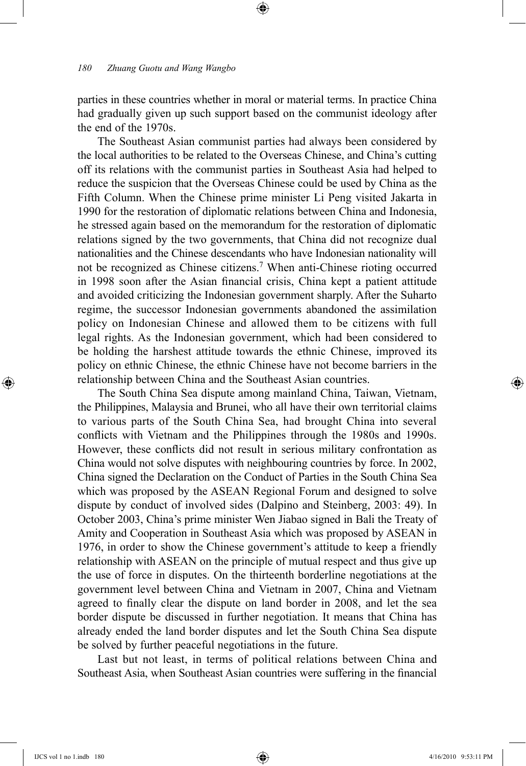parties in these countries whether in moral or material terms. In practice China had gradually given up such support based on the communist ideology after the end of the 1970s.

The Southeast Asian communist parties had always been considered by the local authorities to be related to the Overseas Chinese, and China's cutting off its relations with the communist parties in Southeast Asia had helped to reduce the suspicion that the Overseas Chinese could be used by China as the Fifth Column. When the Chinese prime minister Li Peng visited Jakarta in 1990 for the restoration of diplomatic relations between China and Indonesia, he stressed again based on the memorandum for the restoration of diplomatic relations signed by the two governments, that China did not recognize dual nationalities and the Chinese descendants who have Indonesian nationality will not be recognized as Chinese citizens.[7] When anti-Chinese rioting occurred in 1998 soon after the Asian financial crisis, China kept a patient attitude and avoided criticizing the Indonesian government sharply. After the Suharto regime, the successor Indonesian governments abandoned the assimilation policy on Indonesian Chinese and allowed them to be citizens with full legal rights. As the Indonesian government, which had been considered to be holding the harshest attitude towards the ethnic Chinese, improved its policy on ethnic Chinese, the ethnic Chinese have not become barriers in the relationship between China and the Southeast Asian countries.

The South China Sea dispute among mainland China, Taiwan, Vietnam, the Philippines, Malaysia and Brunei, who all have their own territorial claims to various parts of the South China Sea, had brought China into several conflicts with Vietnam and the Philippines through the 1980s and 1990s. However, these conflicts did not result in serious military confrontation as China would not solve disputes with neighbouring countries by force. In 2002, China signed the Declaration on the Conduct of Parties in the South China Sea which was proposed by the ASEAN Regional Forum and designed to solve dispute by conduct of involved sides (Dalpino and Steinberg, 2003: 49). In October 2003, China's prime minister Wen Jiabao signed in Bali the Treaty of Amity and Cooperation in Southeast Asia which was proposed by ASEAN in 1976, in order to show the Chinese government's attitude to keep a friendly relationship with ASEAN on the principle of mutual respect and thus give up the use of force in disputes. On the thirteenth borderline negotiations at the government level between China and Vietnam in 2007, China and Vietnam agreed to finally clear the dispute on land border in 2008, and let the sea border dispute be discussed in further negotiation. It means that China has already ended the land border disputes and let the South China Sea dispute be solved by further peaceful negotiations in the future.

Last but not least, in terms of political relations between China and Southeast Asia, when Southeast Asian countries were suffering in the financial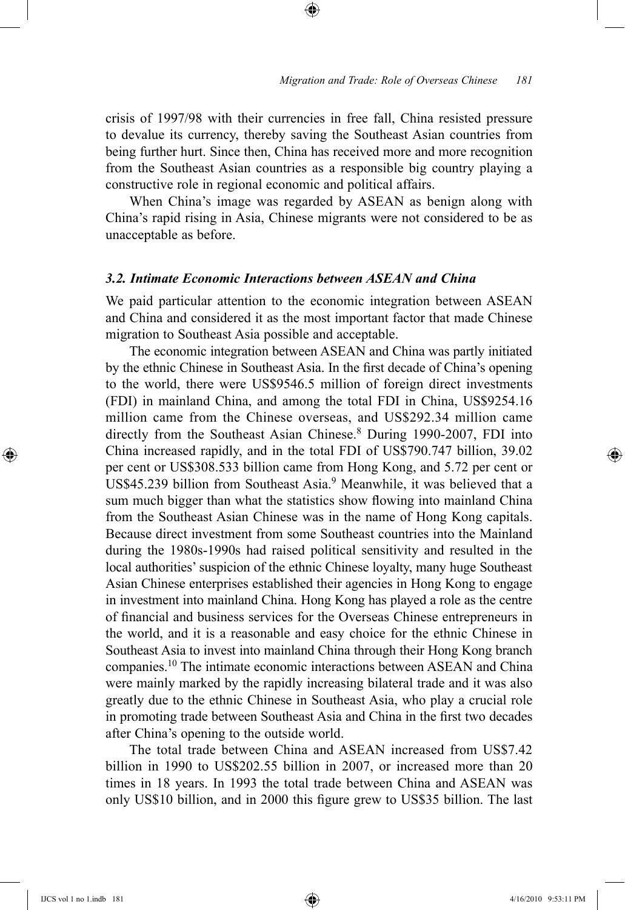crisis of 1997/98 with their currencies in free fall, China resisted pressure to devalue its currency, thereby saving the Southeast Asian countries from being further hurt. Since then, China has received more and more recognition from the Southeast Asian countries as a responsible big country playing a constructive role in regional economic and political affairs.

When China's image was regarded by ASEAN as benign along with China's rapid rising in Asia, Chinese migrants were not considered to be as unacceptable as before.

### *3.2. Intimate Economic Interactions between ASEAN and China*

We paid particular attention to the economic integration between ASEAN and China and considered it as the most important factor that made Chinese migration to Southeast Asia possible and acceptable.

The economic integration between ASEAN and China was partly initiated by the ethnic Chinese in Southeast Asia. In the first decade of China's opening to the world, there were US$9546.5 million of foreign direct investments (FDI) in mainland China, and among the total FDI in China, US$9254.16 million came from the Chinese overseas, and US$292.34 million came directly from the Southeast Asian Chinese.[8] During 1990-2007, FDI into China increased rapidly, and in the total FDI of US$790.747 billion, 39.02 per cent or US$308.533 billion came from Hong Kong, and 5.72 per cent or US$45.239 billion from Southeast Asia.[9] Meanwhile, it was believed that a sum much bigger than what the statistics show flowing into mainland China from the Southeast Asian Chinese was in the name of Hong Kong capitals. Because direct investment from some Southeast countries into the Mainland during the 1980s-1990s had raised political sensitivity and resulted in the local authorities' suspicion of the ethnic Chinese loyalty, many huge Southeast Asian Chinese enterprises established their agencies in Hong Kong to engage in investment into mainland China. Hong Kong has played a role as the centre of financial and business services for the Overseas Chinese entrepreneurs in the world, and it is a reasonable and easy choice for the ethnic Chinese in Southeast Asia to invest into mainland China through their Hong Kong branch companies.[10] The intimate economic interactions between ASEAN and China were mainly marked by the rapidly increasing bilateral trade and it was also greatly due to the ethnic Chinese in Southeast Asia, who play a crucial role in promoting trade between Southeast Asia and China in the first two decades after China's opening to the outside world.

The total trade between China and ASEAN increased from US$7.42 billion in 1990 to US$202.55 billion in 2007, or increased more than 20 times in 18 years. In 1993 the total trade between China and ASEAN was only US$10 billion, and in 2000 this figure grew to US$35 billion. The last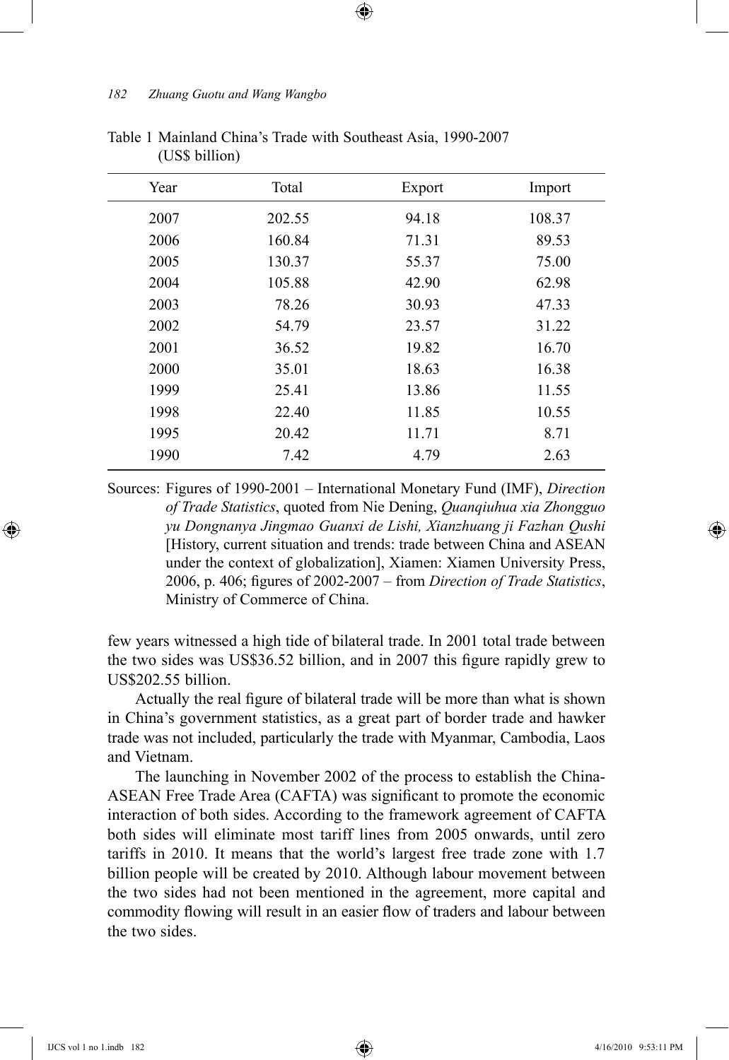Table 1 Mainland China's Trade with Southeast Asia, 1990-2007 (US$ billion)

| Year | Total | Export | Import |
|---|---|---|---|
| 2007 | 202.55 | 94.18 | 108.37 |
| 2006 | 160.84 | 71.31 | 89.53 |
| 2005 | 130.37 | 55.37 | 75.00 |
| 2004 | 105.88 | 42.90 | 62.98 |
| 2003 | 78.26 | 30.93 | 47.33 |
| 2002 | 54.79 | 23.57 | 31.22 |
| 2001 | 36.52 | 19.82 | 16.70 |
| 2000 | 35.01 | 18.63 | 16.38 |
| 1999 | 25.41 | 13.86 | 11.55 |
| 1998 | 22.40 | 11.85 | 10.55 |
| 1995 | 20.42 | 11.71 | 8.71 |
| 1990 | 7.42 | 4.79 | 2.63 |

Sources: Figures of 1990-2001 – International Monetary Fund (IMF), *Direction of Trade Statistics*, quoted from Nie Dening, *Quanqiuhua xia Zhongguo yu Dongnanya Jingmao Guanxi de Lishi, Xianzhuang ji Fazhan Qushi* [History, current situation and trends: trade between China and ASEAN under the context of globalization], Xiamen: Xiamen University Press, 2006, p. 406; figures of 2002-2007 – from *Direction of Trade Statistics*, Ministry of Commerce of China.

few years witnessed a high tide of bilateral trade. In 2001 total trade between the two sides was US$36.52 billion, and in 2007 this figure rapidly grew to US$202.55 billion.

Actually the real figure of bilateral trade will be more than what is shown in China's government statistics, as a great part of border trade and hawker trade was not included, particularly the trade with Myanmar, Cambodia, Laos and Vietnam.

The launching in November 2002 of the process to establish the China-ASEAN Free Trade Area (CAFTA) was significant to promote the economic interaction of both sides. According to the framework agreement of CAFTA both sides will eliminate most tariff lines from 2005 onwards, until zero tariffs in 2010. It means that the world's largest free trade zone with 1.7 billion people will be created by 2010. Although labour movement between the two sides had not been mentioned in the agreement, more capital and commodity flowing will result in an easier flow of traders and labour between the two sides.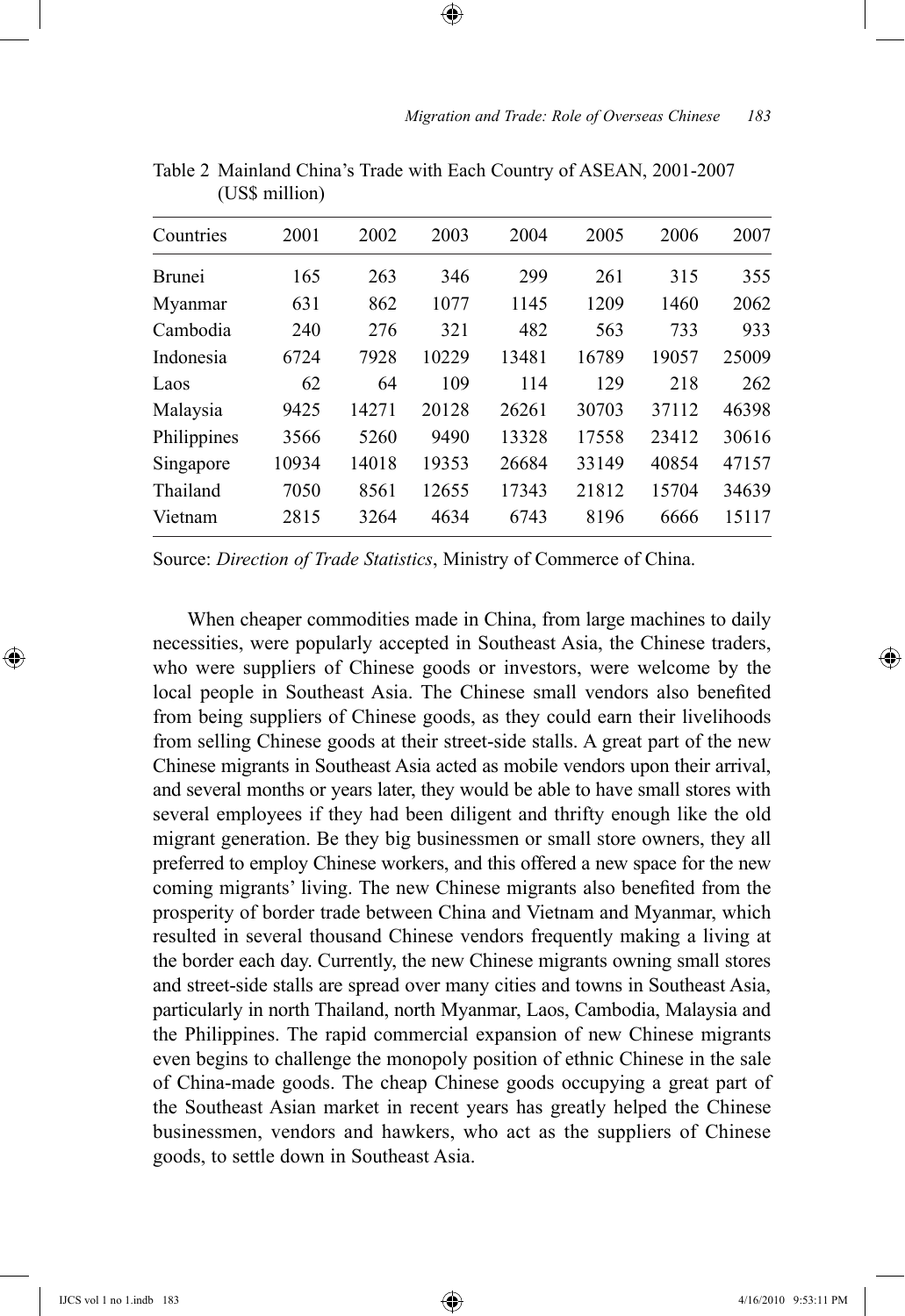Table 2 Mainland China's Trade with Each Country of ASEAN, 2001-2007 (US$ million)

| Countries | 2001 | 2002 | 2003 | 2004 | 2005 | 2006 | 2007 |
|---|---|---|---|---|---|---|---|
| Brunei | 165 | 263 | 346 | 299 | 261 | 315 | 355 |
| Myanmar | 631 | 862 | 1077 | 1145 | 1209 | 1460 | 2062 |
| Cambodia | 240 | 276 | 321 | 482 | 563 | 733 | 933 |
| Indonesia | 6724 | 7928 | 10229 | 13481 | 16789 | 19057 | 25009 |
| Laos | 62 | 64 | 109 | 114 | 129 | 218 | 262 |
| Malaysia | 9425 | 14271 | 20128 | 26261 | 30703 | 37112 | 46398 |
| Philippines | 3566 | 5260 | 9490 | 13328 | 17558 | 23412 | 30616 |
| Singapore | 10934 | 14018 | 19353 | 26684 | 33149 | 40854 | 47157 |
| Thailand | 7050 | 8561 | 12655 | 17343 | 21812 | 15704 | 34639 |
| Vietnam | 2815 | 3264 | 4634 | 6743 | 8196 | 6666 | 15117 |

Source: *Direction of Trade Statistics*, Ministry of Commerce of China.

When cheaper commodities made in China, from large machines to daily necessities, were popularly accepted in Southeast Asia, the Chinese traders, who were suppliers of Chinese goods or investors, were welcome by the local people in Southeast Asia. The Chinese small vendors also benefited from being suppliers of Chinese goods, as they could earn their livelihoods from selling Chinese goods at their street-side stalls. A great part of the new Chinese migrants in Southeast Asia acted as mobile vendors upon their arrival, and several months or years later, they would be able to have small stores with several employees if they had been diligent and thrifty enough like the old migrant generation. Be they big businessmen or small store owners, they all preferred to employ Chinese workers, and this offered a new space for the new coming migrants' living. The new Chinese migrants also benefited from the prosperity of border trade between China and Vietnam and Myanmar, which resulted in several thousand Chinese vendors frequently making a living at the border each day. Currently, the new Chinese migrants owning small stores and street-side stalls are spread over many cities and towns in Southeast Asia, particularly in north Thailand, north Myanmar, Laos, Cambodia, Malaysia and the Philippines. The rapid commercial expansion of new Chinese migrants even begins to challenge the monopoly position of ethnic Chinese in the sale of China-made goods. The cheap Chinese goods occupying a great part of the Southeast Asian market in recent years has greatly helped the Chinese businessmen, vendors and hawkers, who act as the suppliers of Chinese goods, to settle down in Southeast Asia.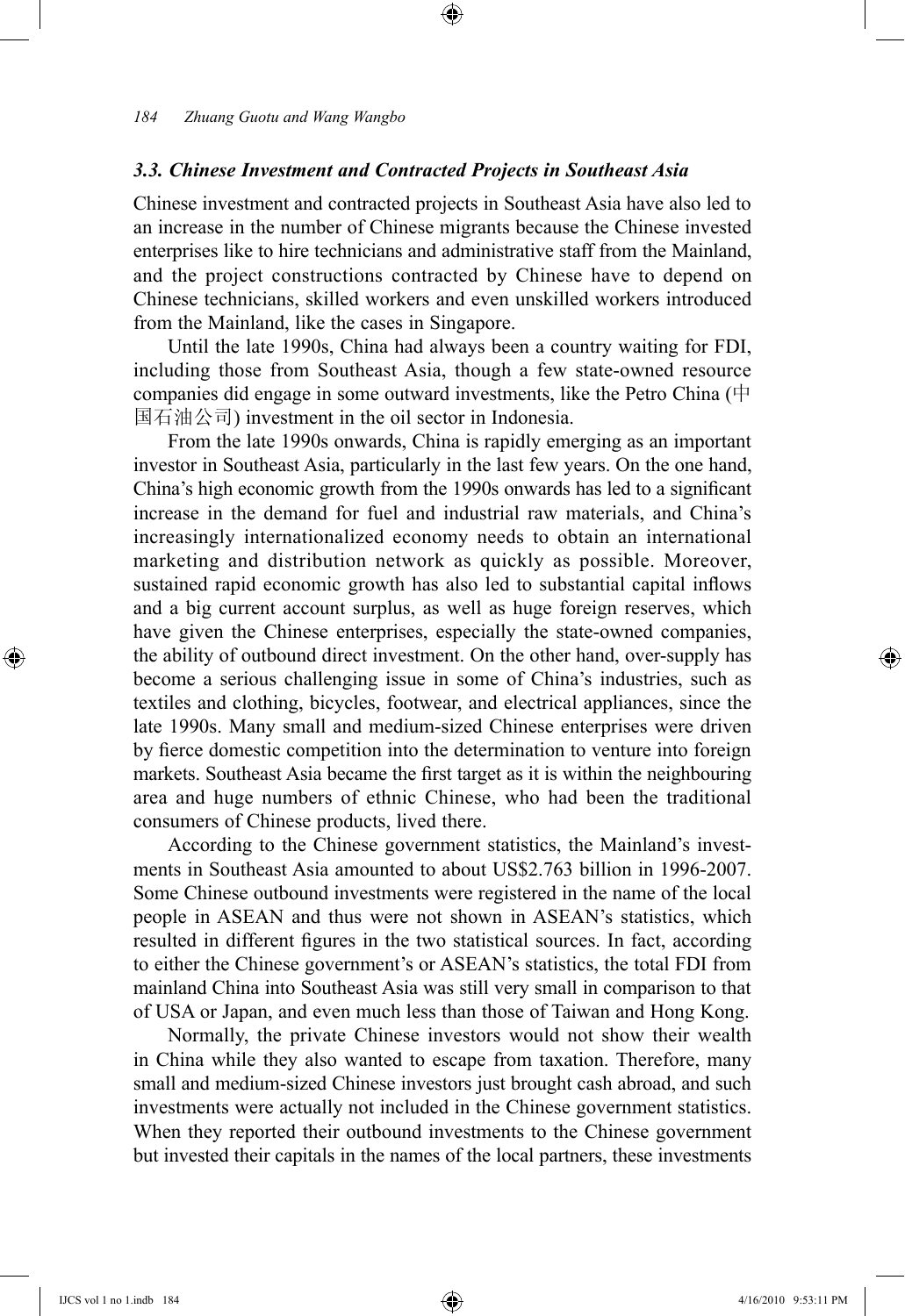### *3.3. Chinese Investment and Contracted Projects in Southeast Asia*

Chinese investment and contracted projects in Southeast Asia have also led to an increase in the number of Chinese migrants because the Chinese invested enterprises like to hire technicians and administrative staff from the Mainland, and the project constructions contracted by Chinese have to depend on Chinese technicians, skilled workers and even unskilled workers introduced from the Mainland, like the cases in Singapore.

Until the late 1990s, China had always been a country waiting for FDI, including those from Southeast Asia, though a few state-owned resource companies did engage in some outward investments, like the Petro China (中国石油公司) investment in the oil sector in Indonesia.

From the late 1990s onwards, China is rapidly emerging as an important investor in Southeast Asia, particularly in the last few years. On the one hand, China's high economic growth from the 1990s onwards has led to a significant increase in the demand for fuel and industrial raw materials, and China's increasingly internationalized economy needs to obtain an international marketing and distribution network as quickly as possible. Moreover, sustained rapid economic growth has also led to substantial capital inflows and a big current account surplus, as well as huge foreign reserves, which have given the Chinese enterprises, especially the state-owned companies, the ability of outbound direct investment. On the other hand, over-supply has become a serious challenging issue in some of China's industries, such as textiles and clothing, bicycles, footwear, and electrical appliances, since the late 1990s. Many small and medium-sized Chinese enterprises were driven by fierce domestic competition into the determination to venture into foreign markets. Southeast Asia became the first target as it is within the neighbouring area and huge numbers of ethnic Chinese, who had been the traditional consumers of Chinese products, lived there.

According to the Chinese government statistics, the Mainland's investments in Southeast Asia amounted to about US$2.763 billion in 1996-2007. Some Chinese outbound investments were registered in the name of the local people in ASEAN and thus were not shown in ASEAN's statistics, which resulted in different figures in the two statistical sources. In fact, according to either the Chinese government's or ASEAN's statistics, the total FDI from mainland China into Southeast Asia was still very small in comparison to that of USA or Japan, and even much less than those of Taiwan and Hong Kong.

Normally, the private Chinese investors would not show their wealth in China while they also wanted to escape from taxation. Therefore, many small and medium-sized Chinese investors just brought cash abroad, and such investments were actually not included in the Chinese government statistics. When they reported their outbound investments to the Chinese government but invested their capitals in the names of the local partners, these investments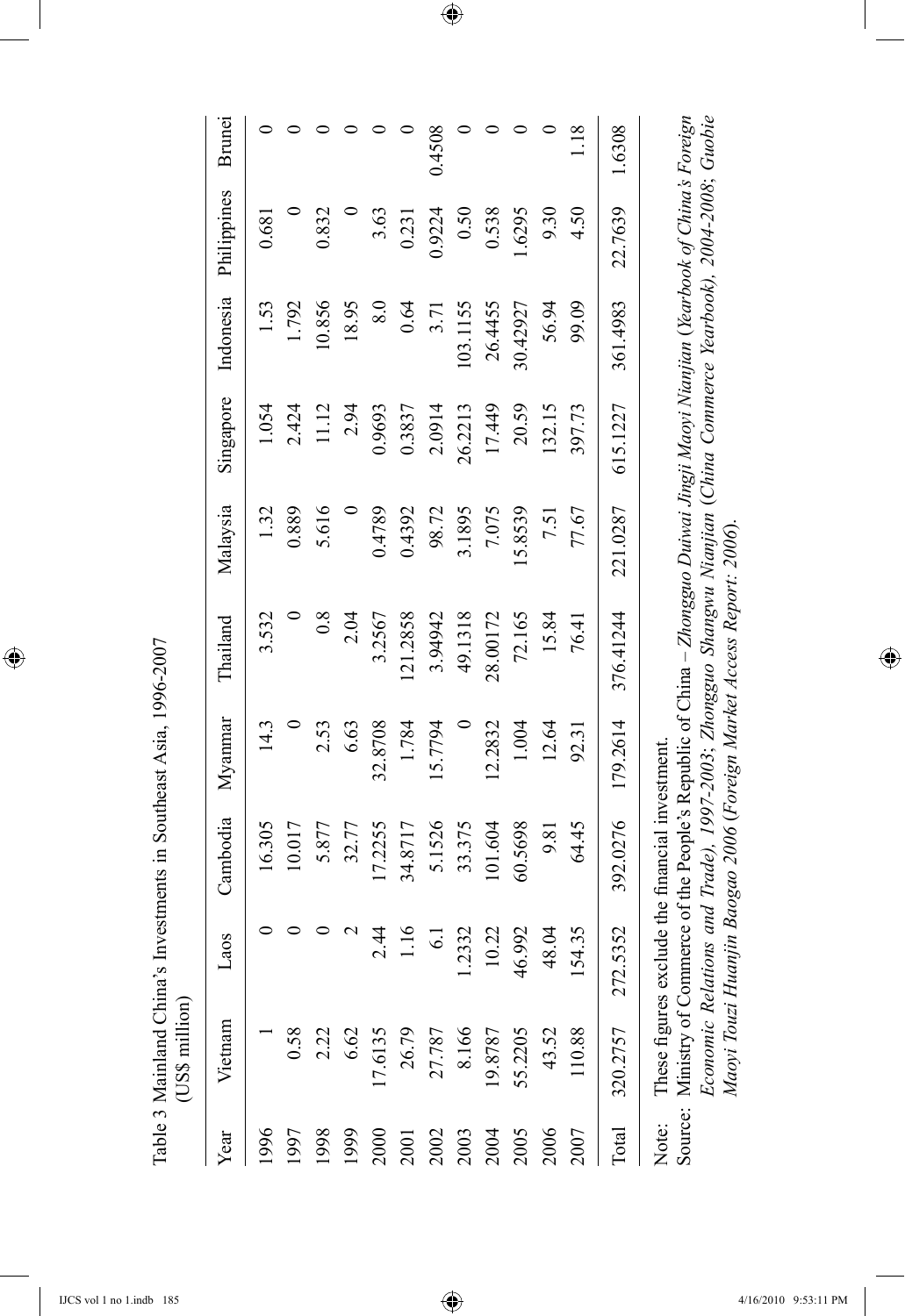Table 3 Mainland China's Investments in Southeast Asia, 1996-2007 (US$ million)

| Year | Vietnam | Laos | Cambodia | Myanmar | Thailand | Malaysia | Singapore | Indonesia | Philippines | Brunei |
|---|---|---|---|---|---|---|---|---|---|---|
| 1996 | 1 | 0 | 16.305 | 14.3 | 3.532 | 1.32 | 1.054 | 1.53 | 0.681 | 0 |
| 1997 | 0.58 | 0 | 10.017 | 0 | 0 | 0.889 | 2.424 | 1.792 | 0 | 0 |
| 1998 | 2.22 | 0 | 5.877 | 2.53 | 0.8 | 5.616 | 11.12 | 10.856 | 0.832 | 0 |
| 1999 | 6.62 | 2 | 32.77 | 6.63 | 2.04 | 0 | 2.94 | 18.95 | 0 | 0 |
| 2000 | 17.6135 | 2.44 | 17.2255 | 32.8708 | 3.2567 | 0.4789 | 0.9693 | 8.0 | 3.63 | 0 |
| 2001 | 26.79 | 1.16 | 34.8717 | 1.784 | 121.2858 | 0.4392 | 0.3837 | 0.64 | 0.231 | 0 |
| 2002 | 27.787 | 6.1 | 5.1526 | 15.7794 | 3.94942 | 98.72 | 2.0914 | 3.71 | 0.9224 | 0.4508 |
| 2003 | 8.166 | 1.2332 | 33.375 | 0 | 49.1318 | 3.1895 | 26.2213 | 103.1155 | 0.50 | 0 |
| 2004 | 19.8787 | 10.22 | 101.604 | 12.2832 | 28.00172 | 7.075 | 17.449 | 26.4455 | 0.538 | 0 |
| 2005 | 55.2205 | 46.992 | 60.5698 | 1.004 | 72.165 | 15.8539 | 20.59 | 30.42927 | 1.6295 | 0 |
| 2006 | 43.52 | 48.04 | 9.81 | 12.64 | 15.84 | 7.51 | 132.15 | 56.94 | 9.30 | 0 |
| 2007 | 110.88 | 154.35 | 64.45 | 92.31 | 76.41 | 77.67 | 397.73 | 99.09 | 4.50 | 1.18 |
| Total | 320.2757 | 272.5352 | 392.0276 | 179.2614 | 376.41244 | 221.0287 | 615.1227 | 361.4983 | 22.7639 | 1.6308 |

Note: These figures exclude the financial investment.

Source: Ministry of Commerce of the People's Republic of China – *Zhongguo Duiwai Jingji Maoyi Nianjian* (*Yearbook of China's Foreign Economic Relations and Trade*), *1997-2003*; *Zhongguo Shangwu Nianjian* (*China Commerce Yearbook*), *2004-2008*; *Guobie Maoyi Touzi Huanjin Baogao 2006* (*Foreign Market Access Report: 2006*).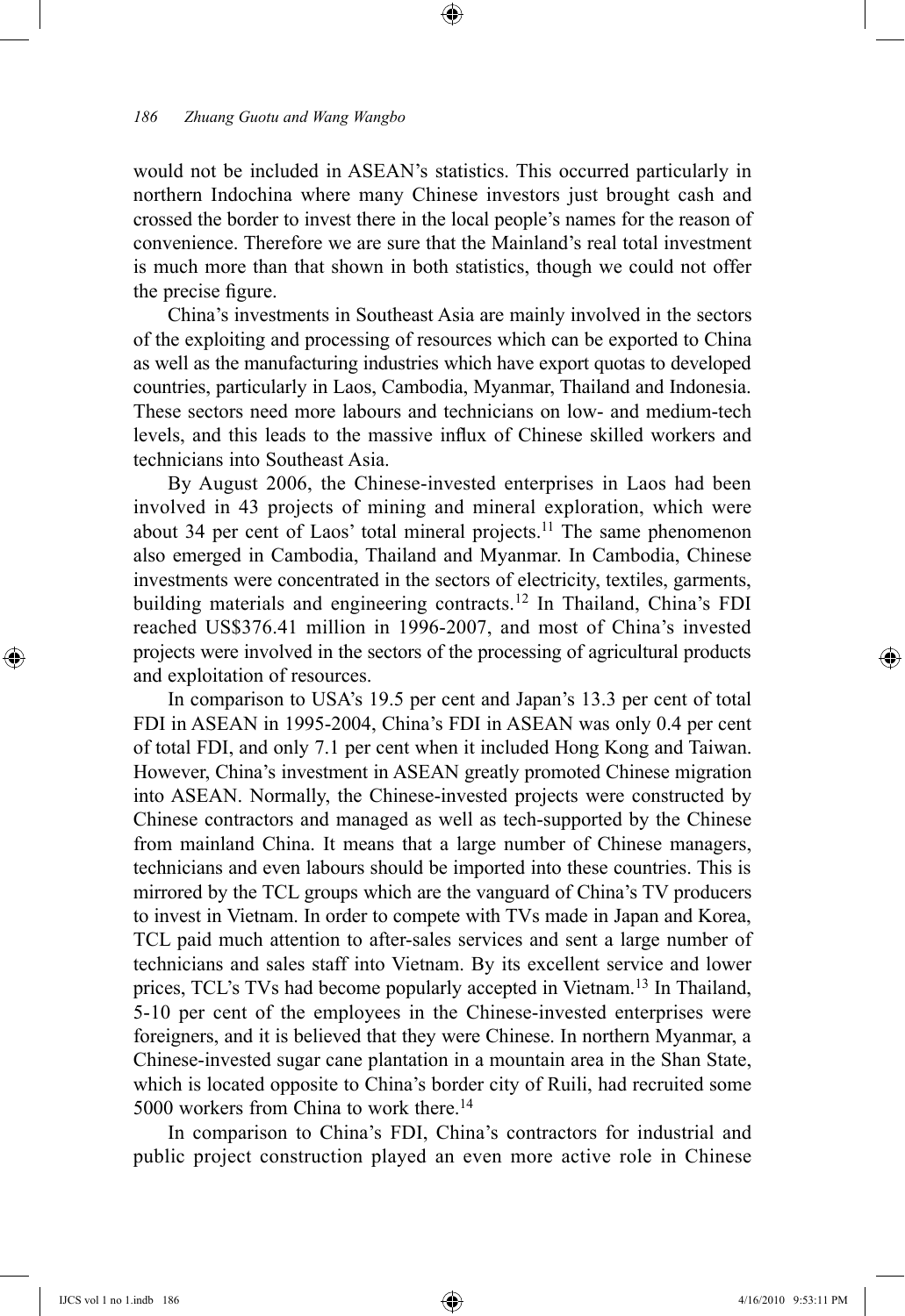would not be included in ASEAN's statistics. This occurred particularly in northern Indochina where many Chinese investors just brought cash and crossed the border to invest there in the local people's names for the reason of convenience. Therefore we are sure that the Mainland's real total investment is much more than that shown in both statistics, though we could not offer the precise figure.

China's investments in Southeast Asia are mainly involved in the sectors of the exploiting and processing of resources which can be exported to China as well as the manufacturing industries which have export quotas to developed countries, particularly in Laos, Cambodia, Myanmar, Thailand and Indonesia. These sectors need more labours and technicians on low- and medium-tech levels, and this leads to the massive influx of Chinese skilled workers and technicians into Southeast Asia.

By August 2006, the Chinese-invested enterprises in Laos had been involved in 43 projects of mining and mineral exploration, which were about 34 per cent of Laos' total mineral projects.[11] The same phenomenon also emerged in Cambodia, Thailand and Myanmar. In Cambodia, Chinese investments were concentrated in the sectors of electricity, textiles, garments, building materials and engineering contracts.[12] In Thailand, China's FDI reached US$376.41 million in 1996-2007, and most of China's invested projects were involved in the sectors of the processing of agricultural products and exploitation of resources.

In comparison to USA's 19.5 per cent and Japan's 13.3 per cent of total FDI in ASEAN in 1995-2004, China's FDI in ASEAN was only 0.4 per cent of total FDI, and only 7.1 per cent when it included Hong Kong and Taiwan. However, China's investment in ASEAN greatly promoted Chinese migration into ASEAN. Normally, the Chinese-invested projects were constructed by Chinese contractors and managed as well as tech-supported by the Chinese from mainland China. It means that a large number of Chinese managers, technicians and even labours should be imported into these countries. This is mirrored by the TCL groups which are the vanguard of China's TV producers to invest in Vietnam. In order to compete with TVs made in Japan and Korea, TCL paid much attention to after-sales services and sent a large number of technicians and sales staff into Vietnam. By its excellent service and lower prices, TCL's TVs had become popularly accepted in Vietnam.[13] In Thailand, 5-10 per cent of the employees in the Chinese-invested enterprises were foreigners, and it is believed that they were Chinese. In northern Myanmar, a Chinese-invested sugar cane plantation in a mountain area in the Shan State, which is located opposite to China's border city of Ruili, had recruited some 5000 workers from China to work there.[14]

In comparison to China's FDI, China's contractors for industrial and public project construction played an even more active role in Chinese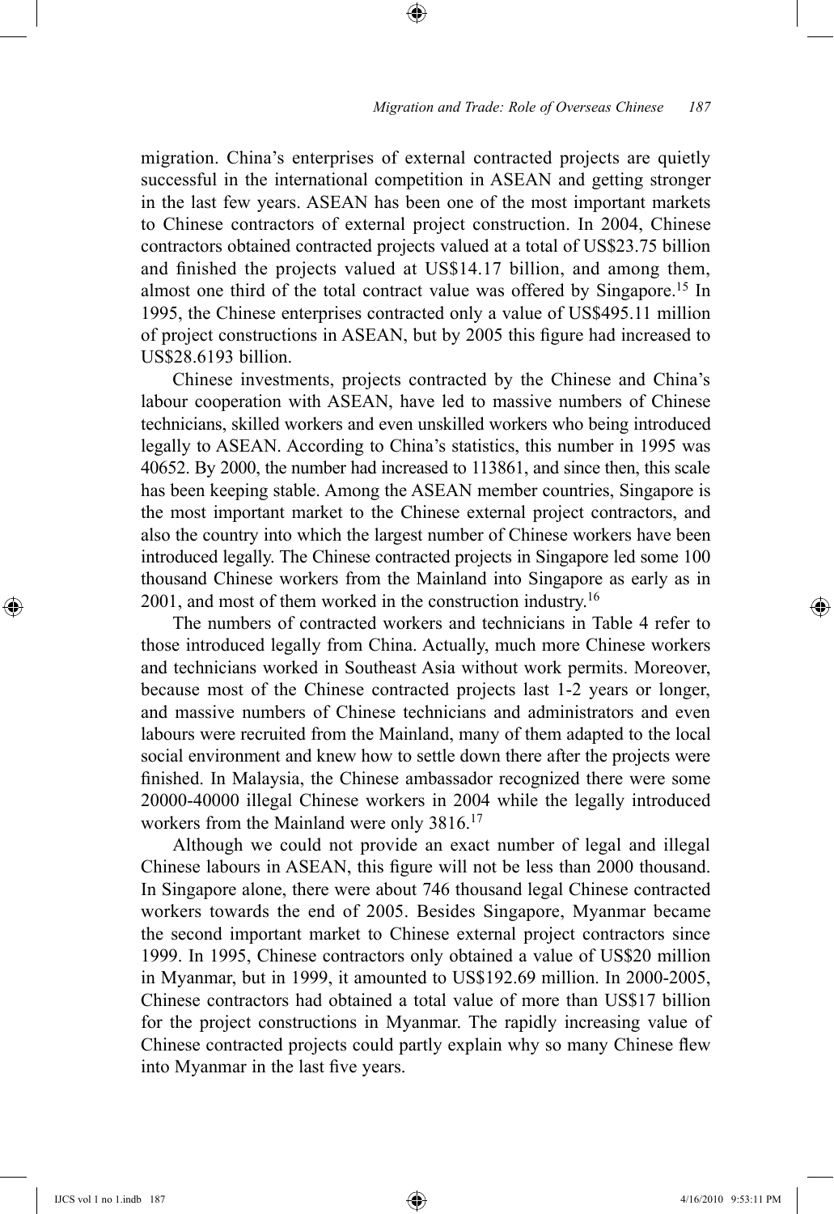migration. China's enterprises of external contracted projects are quietly successful in the international competition in ASEAN and getting stronger in the last few years. ASEAN has been one of the most important markets to Chinese contractors of external project construction. In 2004, Chinese contractors obtained contracted projects valued at a total of US$23.75 billion and finished the projects valued at US$14.17 billion, and among them, almost one third of the total contract value was offered by Singapore.[15] In 1995, the Chinese enterprises contracted only a value of US$495.11 million of project constructions in ASEAN, but by 2005 this figure had increased to US$28.6193 billion.

Chinese investments, projects contracted by the Chinese and China's labour cooperation with ASEAN, have led to massive numbers of Chinese technicians, skilled workers and even unskilled workers who being introduced legally to ASEAN. According to China's statistics, this number in 1995 was 40652. By 2000, the number had increased to 113861, and since then, this scale has been keeping stable. Among the ASEAN member countries, Singapore is the most important market to the Chinese external project contractors, and also the country into which the largest number of Chinese workers have been introduced legally. The Chinese contracted projects in Singapore led some 100 thousand Chinese workers from the Mainland into Singapore as early as in 2001, and most of them worked in the construction industry.[16]

The numbers of contracted workers and technicians in Table 4 refer to those introduced legally from China. Actually, much more Chinese workers and technicians worked in Southeast Asia without work permits. Moreover, because most of the Chinese contracted projects last 1-2 years or longer, and massive numbers of Chinese technicians and administrators and even labours were recruited from the Mainland, many of them adapted to the local social environment and knew how to settle down there after the projects were finished. In Malaysia, the Chinese ambassador recognized there were some 20000-40000 illegal Chinese workers in 2004 while the legally introduced workers from the Mainland were only 3816.[17]

Although we could not provide an exact number of legal and illegal Chinese labours in ASEAN, this figure will not be less than 2000 thousand. In Singapore alone, there were about 746 thousand legal Chinese contracted workers towards the end of 2005. Besides Singapore, Myanmar became the second important market to Chinese external project contractors since 1999. In 1995, Chinese contractors only obtained a value of US$20 million in Myanmar, but in 1999, it amounted to US$192.69 million. In 2000-2005, Chinese contractors had obtained a total value of more than US$17 billion for the project constructions in Myanmar. The rapidly increasing value of Chinese contracted projects could partly explain why so many Chinese flew into Myanmar in the last five years.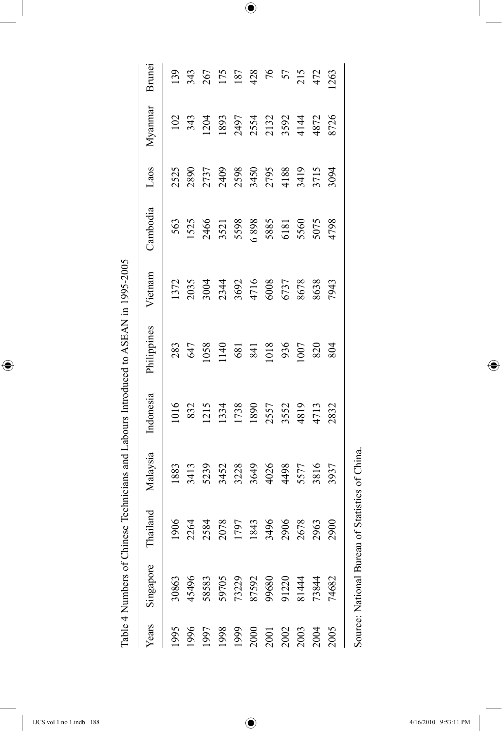Table 4 Numbers of Chinese Technicians and Labours Introduced to ASEAN in 1995-2005

| Years | Singapore | Thailand | Malaysia | Indonesia | Philippines | Vietnam | Cambodia | Laos | Myanmar | Brunei |
|---|---|---|---|---|---|---|---|---|---|---|
| 1995 | 30863 | 1906 | 1883 | 1016 | 283 | 1372 | 563 | 2525 | 102 | 139 |
| 1996 | 45496 | 2264 | 3413 | 832 | 647 | 2035 | 1525 | 2890 | 343 | 343 |
| 1997 | 58583 | 2584 | 5239 | 1215 | 1058 | 3004 | 2466 | 2737 | 1204 | 267 |
| 1998 | 59705 | 2078 | 3452 | 1334 | 1140 | 2344 | 3521 | 2409 | 1893 | 175 |
| 1999 | 73229 | 1797 | 3228 | 1738 | 681 | 3692 | 5598 | 2598 | 2497 | 187 |
| 2000 | 87592 | 1843 | 3649 | 1890 | 841 | 4716 | 6 898 | 3450 | 2554 | 428 |
| 2001 | 99680 | 3496 | 4026 | 2557 | 1018 | 6008 | 5885 | 2795 | 2132 | 76 |
| 2002 | 91220 | 2906 | 4498 | 3552 | 936 | 6737 | 6181 | 4188 | 3592 | 57 |
| 2003 | 81444 | 2678 | 5577 | 4819 | 1007 | 8678 | 5560 | 3419 | 4144 | 215 |
| 2004 | 73844 | 2963 | 3816 | 4713 | 820 | 8638 | 5075 | 3715 | 4872 | 472 |
| 2005 | 74682 | 2900 | 3937 | 2832 | 804 | 7943 | 4798 | 3094 | 8726 | 1263 |

Source: National Bureau of Statistics of China.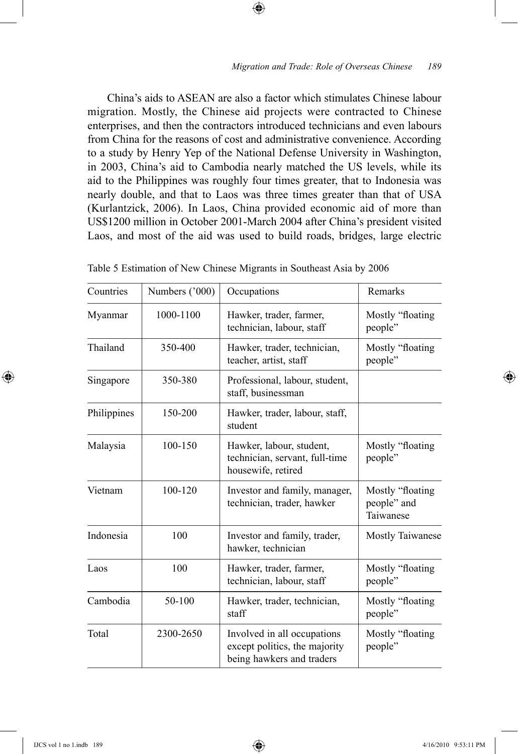China's aids to ASEAN are also a factor which stimulates Chinese labour migration. Mostly, the Chinese aid projects were contracted to Chinese enterprises, and then the contractors introduced technicians and even labours from China for the reasons of cost and administrative convenience. According to a study by Henry Yep of the National Defense University in Washington, in 2003, China's aid to Cambodia nearly matched the US levels, while its aid to the Philippines was roughly four times greater, that to Indonesia was nearly double, and that to Laos was three times greater than that of USA (Kurlantzick, 2006). In Laos, China provided economic aid of more than US$1200 million in October 2001-March 2004 after China's president visited Laos, and most of the aid was used to build roads, bridges, large electric

Table 5 Estimation of New Chinese Migrants in Southeast Asia by 2006

| Countries | Numbers ('000) | Occupations | Remarks |
|---|---|---|---|
| Myanmar | 1000-1100 | Hawker, trader, farmer, technician, labour, staff | Mostly "floating people" |
| Thailand | 350-400 | Hawker, trader, technician, teacher, artist, staff | Mostly "floating people" |
| Singapore | 350-380 | Professional, labour, student, staff, businessman | |
| Philippines | 150-200 | Hawker, trader, labour, staff, student | |
| Malaysia | 100-150 | Hawker, labour, student, technician, servant, full-time housewife, retired | Mostly "floating people" |
| Vietnam | 100-120 | Investor and family, manager, technician, trader, hawker | Mostly "floating people" and Taiwanese |
| Indonesia | 100 | Investor and family, trader, hawker, technician | Mostly Taiwanese |
| Laos | 100 | Hawker, trader, farmer, technician, labour, staff | Mostly "floating people" |
| Cambodia | 50-100 | Hawker, trader, technician, staff | Mostly "floating people" |
| Total | 2300-2650 | Involved in all occupations except politics, the majority being hawkers and traders | Mostly "floating people" |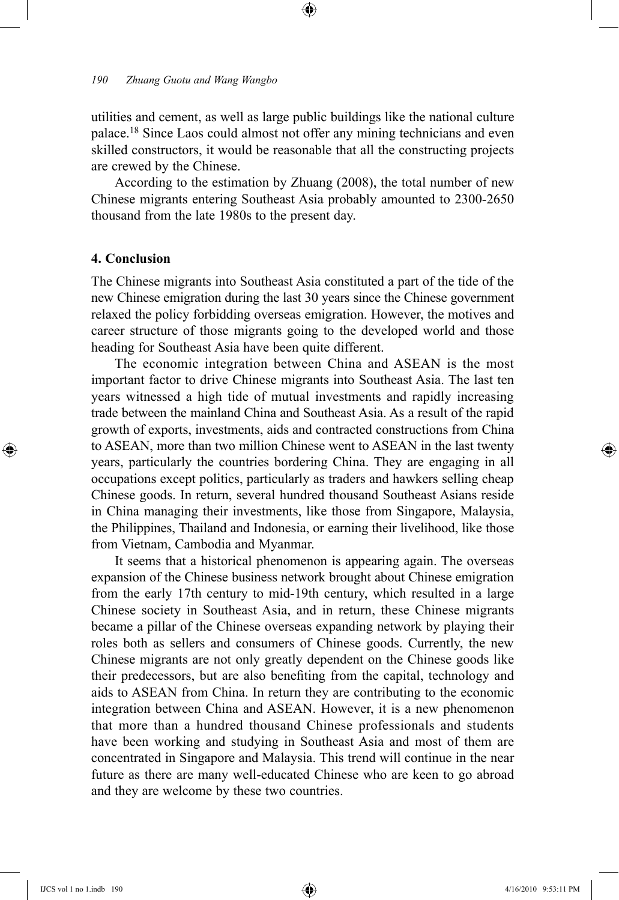utilities and cement, as well as large public buildings like the national culture palace.[18] Since Laos could almost not offer any mining technicians and even skilled constructors, it would be reasonable that all the constructing projects are crewed by the Chinese.

According to the estimation by Zhuang (2008), the total number of new Chinese migrants entering Southeast Asia probably amounted to 2300-2650 thousand from the late 1980s to the present day.

## 4. Conclusion

The Chinese migrants into Southeast Asia constituted a part of the tide of the new Chinese emigration during the last 30 years since the Chinese government relaxed the policy forbidding overseas emigration. However, the motives and career structure of those migrants going to the developed world and those heading for Southeast Asia have been quite different.

The economic integration between China and ASEAN is the most important factor to drive Chinese migrants into Southeast Asia. The last ten years witnessed a high tide of mutual investments and rapidly increasing trade between the mainland China and Southeast Asia. As a result of the rapid growth of exports, investments, aids and contracted constructions from China to ASEAN, more than two million Chinese went to ASEAN in the last twenty years, particularly the countries bordering China. They are engaging in all occupations except politics, particularly as traders and hawkers selling cheap Chinese goods. In return, several hundred thousand Southeast Asians reside in China managing their investments, like those from Singapore, Malaysia, the Philippines, Thailand and Indonesia, or earning their livelihood, like those from Vietnam, Cambodia and Myanmar.

It seems that a historical phenomenon is appearing again. The overseas expansion of the Chinese business network brought about Chinese emigration from the early 17th century to mid-19th century, which resulted in a large Chinese society in Southeast Asia, and in return, these Chinese migrants became a pillar of the Chinese overseas expanding network by playing their roles both as sellers and consumers of Chinese goods. Currently, the new Chinese migrants are not only greatly dependent on the Chinese goods like their predecessors, but are also benefiting from the capital, technology and aids to ASEAN from China. In return they are contributing to the economic integration between China and ASEAN. However, it is a new phenomenon that more than a hundred thousand Chinese professionals and students have been working and studying in Southeast Asia and most of them are concentrated in Singapore and Malaysia. This trend will continue in the near future as there are many well-educated Chinese who are keen to go abroad and they are welcome by these two countries.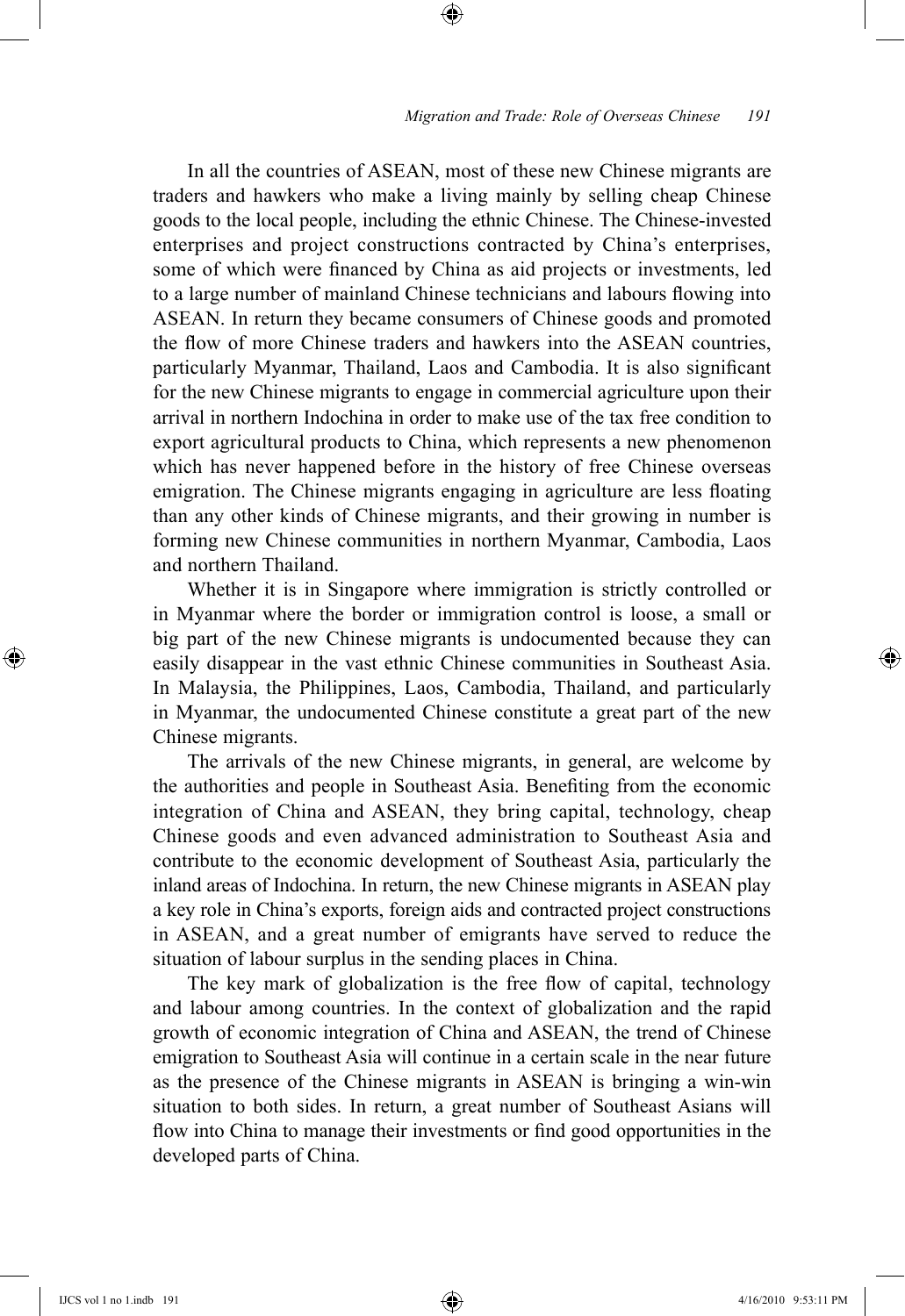In all the countries of ASEAN, most of these new Chinese migrants are traders and hawkers who make a living mainly by selling cheap Chinese goods to the local people, including the ethnic Chinese. The Chinese-invested enterprises and project constructions contracted by China's enterprises, some of which were financed by China as aid projects or investments, led to a large number of mainland Chinese technicians and labours flowing into ASEAN. In return they became consumers of Chinese goods and promoted the flow of more Chinese traders and hawkers into the ASEAN countries, particularly Myanmar, Thailand, Laos and Cambodia. It is also significant for the new Chinese migrants to engage in commercial agriculture upon their arrival in northern Indochina in order to make use of the tax free condition to export agricultural products to China, which represents a new phenomenon which has never happened before in the history of free Chinese overseas emigration. The Chinese migrants engaging in agriculture are less floating than any other kinds of Chinese migrants, and their growing in number is forming new Chinese communities in northern Myanmar, Cambodia, Laos and northern Thailand.

Whether it is in Singapore where immigration is strictly controlled or in Myanmar where the border or immigration control is loose, a small or big part of the new Chinese migrants is undocumented because they can easily disappear in the vast ethnic Chinese communities in Southeast Asia. In Malaysia, the Philippines, Laos, Cambodia, Thailand, and particularly in Myanmar, the undocumented Chinese constitute a great part of the new Chinese migrants.

The arrivals of the new Chinese migrants, in general, are welcome by the authorities and people in Southeast Asia. Benefiting from the economic integration of China and ASEAN, they bring capital, technology, cheap Chinese goods and even advanced administration to Southeast Asia and contribute to the economic development of Southeast Asia, particularly the inland areas of Indochina. In return, the new Chinese migrants in ASEAN play a key role in China's exports, foreign aids and contracted project constructions in ASEAN, and a great number of emigrants have served to reduce the situation of labour surplus in the sending places in China.

The key mark of globalization is the free flow of capital, technology and labour among countries. In the context of globalization and the rapid growth of economic integration of China and ASEAN, the trend of Chinese emigration to Southeast Asia will continue in a certain scale in the near future as the presence of the Chinese migrants in ASEAN is bringing a win-win situation to both sides. In return, a great number of Southeast Asians will flow into China to manage their investments or find good opportunities in the developed parts of China.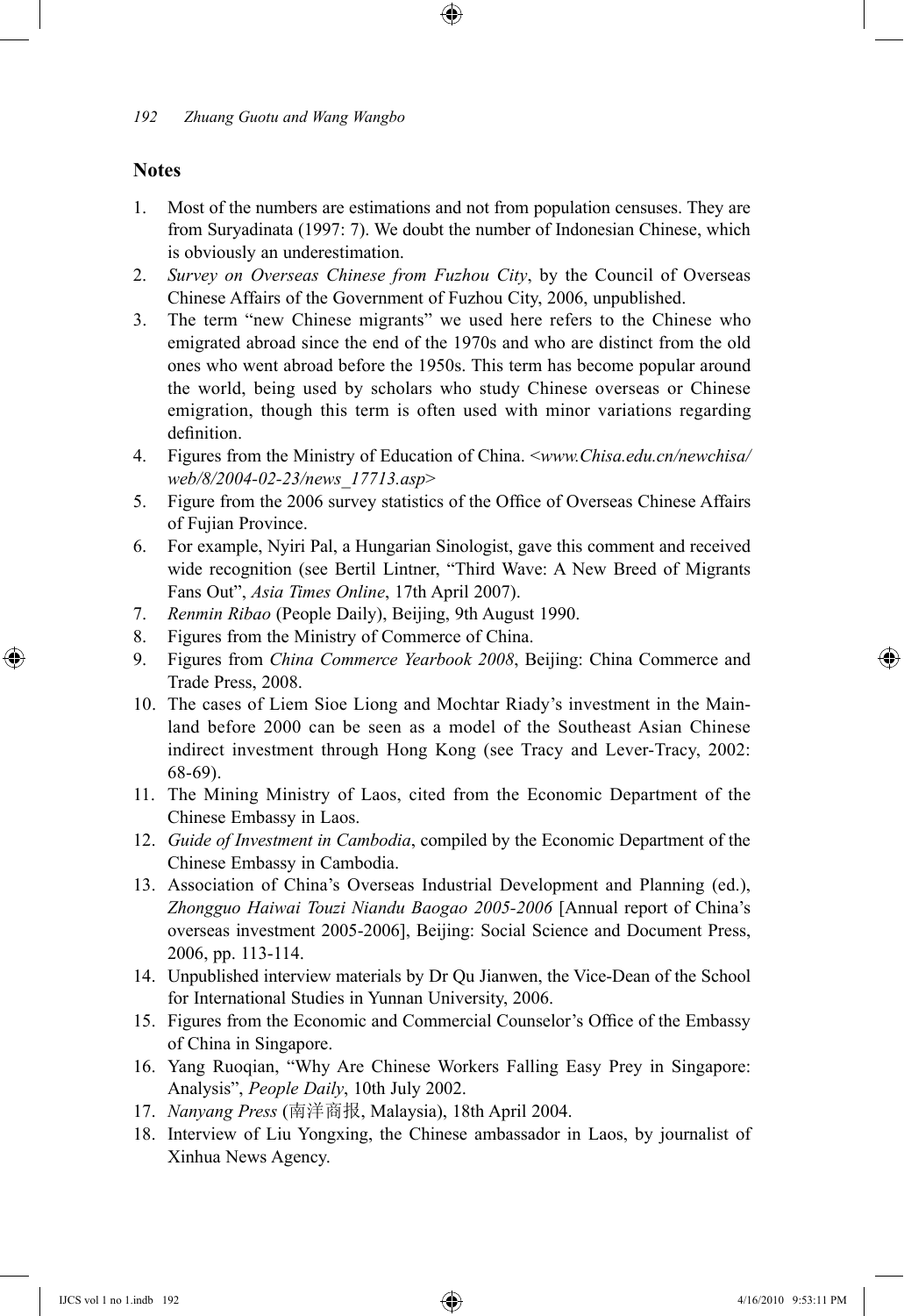## Notes

1. Most of the numbers are estimations and not from population censuses. They are from Suryadinata (1997: 7). We doubt the number of Indonesian Chinese, which is obviously an underestimation.
2. *Survey on Overseas Chinese from Fuzhou City*, by the Council of Overseas Chinese Affairs of the Government of Fuzhou City, 2006, unpublished.
3. The term "new Chinese migrants" we used here refers to the Chinese who emigrated abroad since the end of the 1970s and who are distinct from the old ones who went abroad before the 1950s. This term has become popular around the world, being used by scholars who study Chinese overseas or Chinese emigration, though this term is often used with minor variations regarding definition.
4. Figures from the Ministry of Education of China. <*www.Chisa.edu.cn/newchisa/web/8/2004-02-23/news_17713.asp*>
5. Figure from the 2006 survey statistics of the Office of Overseas Chinese Affairs of Fujian Province.
6. For example, Nyiri Pal, a Hungarian Sinologist, gave this comment and received wide recognition (see Bertil Lintner, "Third Wave: A New Breed of Migrants Fans Out", *Asia Times Online*, 17th April 2007).
7. *Renmin Ribao* (People Daily), Beijing, 9th August 1990.
8. Figures from the Ministry of Commerce of China.
9. Figures from *China Commerce Yearbook 2008*, Beijing: China Commerce and Trade Press, 2008.
10. The cases of Liem Sioe Liong and Mochtar Riady's investment in the Mainland before 2000 can be seen as a model of the Southeast Asian Chinese indirect investment through Hong Kong (see Tracy and Lever-Tracy, 2002: 68-69).
11. The Mining Ministry of Laos, cited from the Economic Department of the Chinese Embassy in Laos.
12. *Guide of Investment in Cambodia*, compiled by the Economic Department of the Chinese Embassy in Cambodia.
13. Association of China's Overseas Industrial Development and Planning (ed.), *Zhongguo Haiwai Touzi Niandu Baogao 2005-2006* [Annual report of China's overseas investment 2005-2006], Beijing: Social Science and Document Press, 2006, pp. 113-114.
14. Unpublished interview materials by Dr Qu Jianwen, the Vice-Dean of the School for International Studies in Yunnan University, 2006.
15. Figures from the Economic and Commercial Counselor's Office of the Embassy of China in Singapore.
16. Yang Ruoqian, "Why Are Chinese Workers Falling Easy Prey in Singapore: Analysis", *People Daily*, 10th July 2002.
17. *Nanyang Press* (南洋商报, Malaysia), 18th April 2004.
18. Interview of Liu Yongxing, the Chinese ambassador in Laos, by journalist of Xinhua News Agency.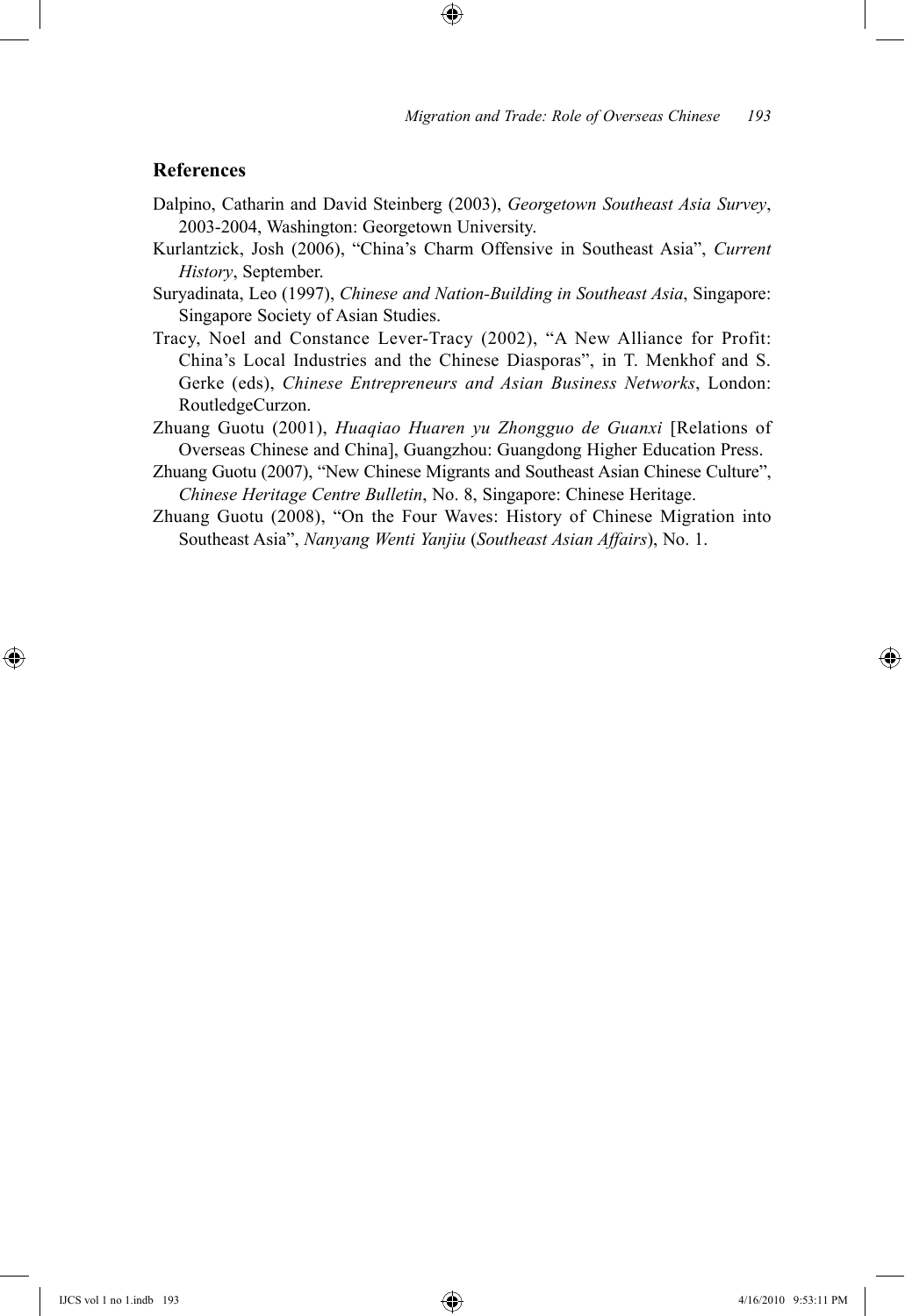## References

Dalpino, Catharin and David Steinberg (2003), *Georgetown Southeast Asia Survey*, 2003-2004, Washington: Georgetown University.

Kurlantzick, Josh (2006), "China's Charm Offensive in Southeast Asia", *Current History*, September.

Suryadinata, Leo (1997), *Chinese and Nation-Building in Southeast Asia*, Singapore: Singapore Society of Asian Studies.

Tracy, Noel and Constance Lever-Tracy (2002), "A New Alliance for Profit: China's Local Industries and the Chinese Diasporas", in T. Menkhof and S. Gerke (eds), *Chinese Entrepreneurs and Asian Business Networks*, London: RoutledgeCurzon.

Zhuang Guotu (2001), *Huaqiao Huaren yu Zhongguo de Guanxi* [Relations of Overseas Chinese and China], Guangzhou: Guangdong Higher Education Press.

Zhuang Guotu (2007), "New Chinese Migrants and Southeast Asian Chinese Culture", *Chinese Heritage Centre Bulletin*, No. 8, Singapore: Chinese Heritage.

Zhuang Guotu (2008), "On the Four Waves: History of Chinese Migration into Southeast Asia", *Nanyang Wenti Yanjiu* (*Southeast Asian Affairs*), No. 1.